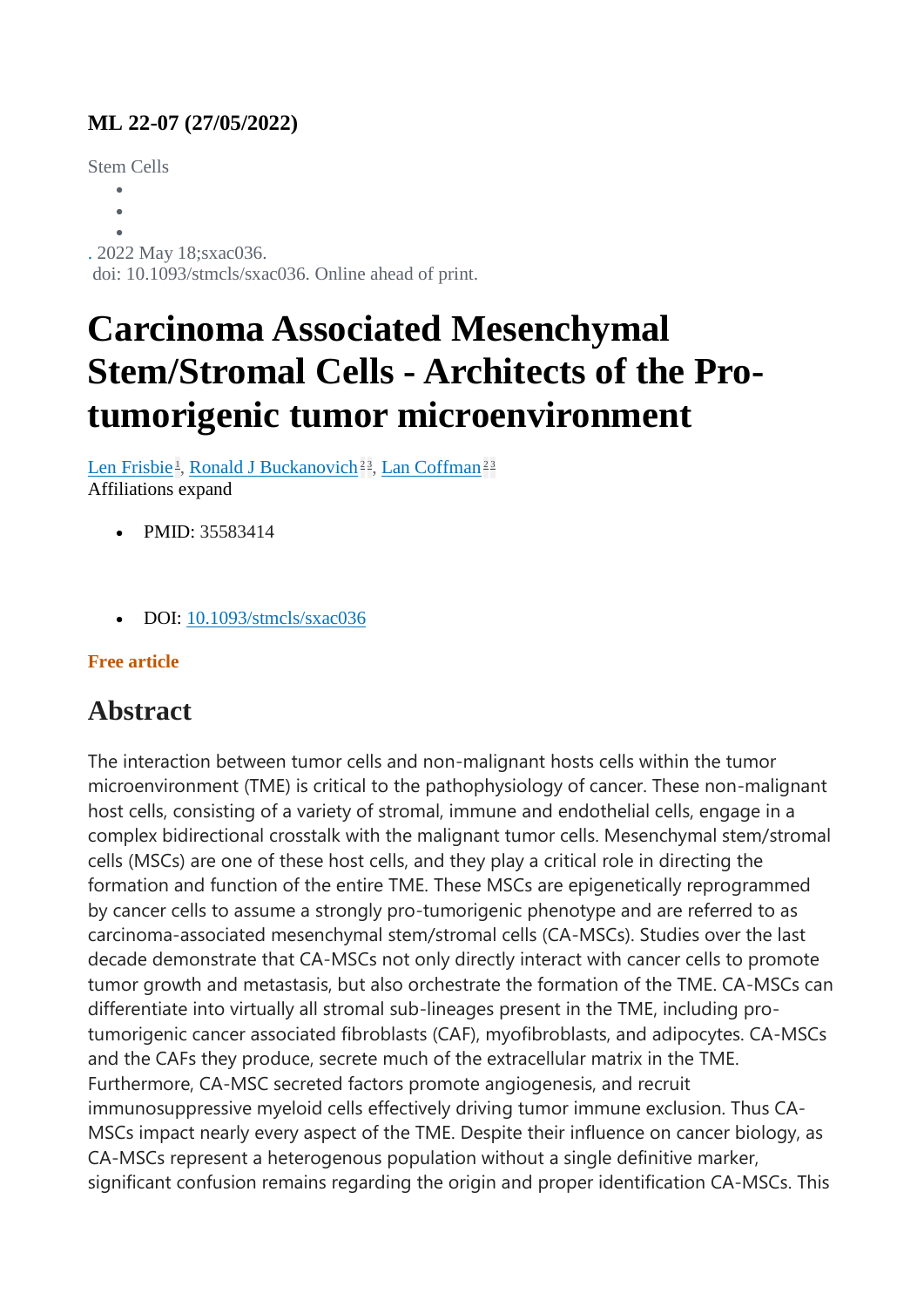**ML 22-07 (27/05/2022)**

Stem Cells

. 2022 May 18;sxac036.
doi: 10.1093/stmcls/sxac036. Online ahead of print.

# Carcinoma Associated Mesenchymal Stem/Stromal Cells - Architects of the Pro-tumorigenic tumor microenvironment

Len Frisbie[1], Ronald J Buckanovich[2,3], Lan Coffman[2,3]
Affiliations expand

- PMID: 35583414
- DOI: 10.1093/stmcls/sxac036

**Free article**

## Abstract

The interaction between tumor cells and non-malignant hosts cells within the tumor microenvironment (TME) is critical to the pathophysiology of cancer. These non-malignant host cells, consisting of a variety of stromal, immune and endothelial cells, engage in a complex bidirectional crosstalk with the malignant tumor cells. Mesenchymal stem/stromal cells (MSCs) are one of these host cells, and they play a critical role in directing the formation and function of the entire TME. These MSCs are epigenetically reprogrammed by cancer cells to assume a strongly pro-tumorigenic phenotype and are referred to as carcinoma-associated mesenchymal stem/stromal cells (CA-MSCs). Studies over the last decade demonstrate that CA-MSCs not only directly interact with cancer cells to promote tumor growth and metastasis, but also orchestrate the formation of the TME. CA-MSCs can differentiate into virtually all stromal sub-lineages present in the TME, including pro-tumorigenic cancer associated fibroblasts (CAF), myofibroblasts, and adipocytes. CA-MSCs and the CAFs they produce, secrete much of the extracellular matrix in the TME. Furthermore, CA-MSC secreted factors promote angiogenesis, and recruit immunosuppressive myeloid cells effectively driving tumor immune exclusion. Thus CA-MSCs impact nearly every aspect of the TME. Despite their influence on cancer biology, as CA-MSCs represent a heterogenous population without a single definitive marker, significant confusion remains regarding the origin and proper identification CA-MSCs. This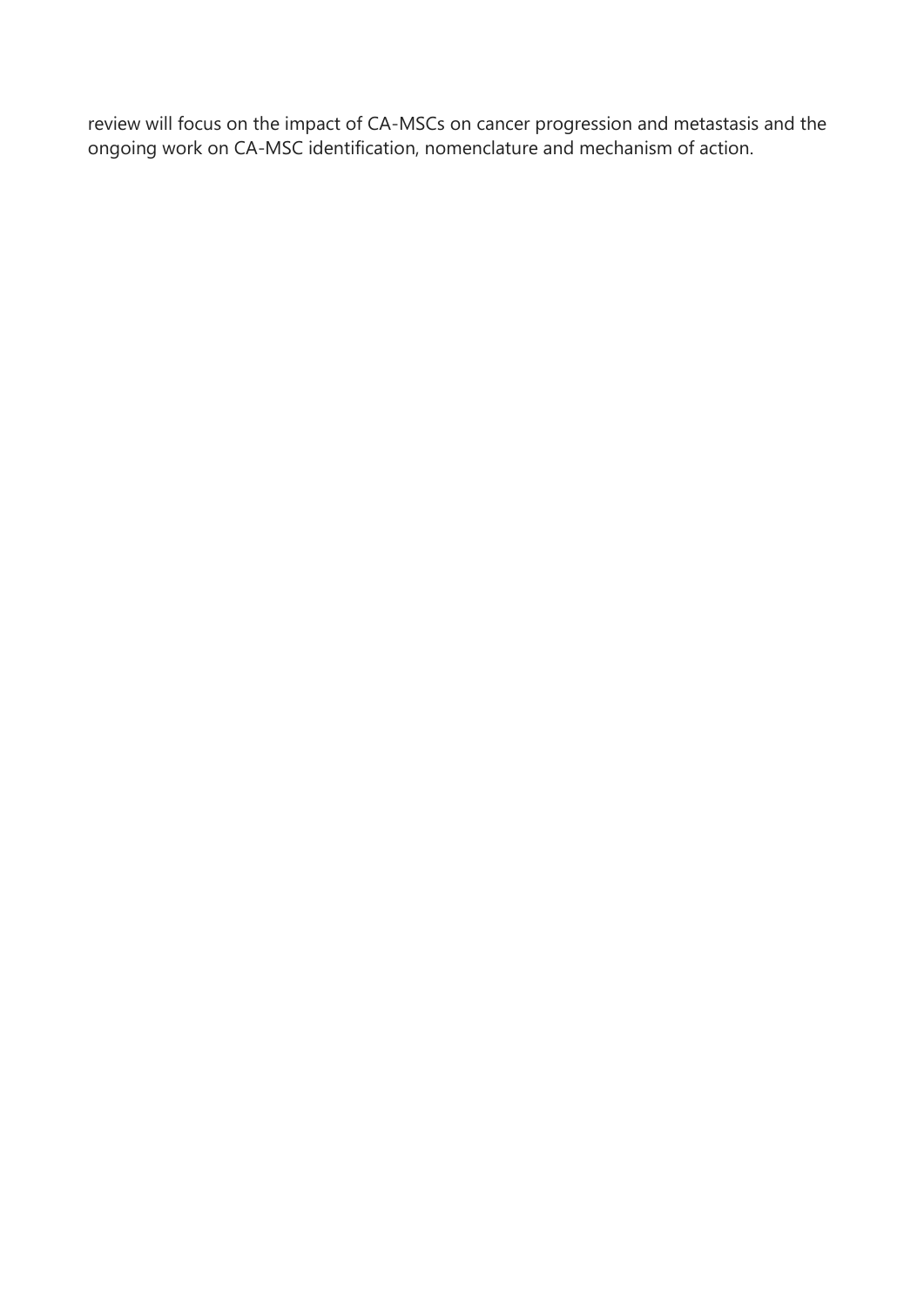review will focus on the impact of CA-MSCs on cancer progression and metastasis and the ongoing work on CA-MSC identification, nomenclature and mechanism of action.